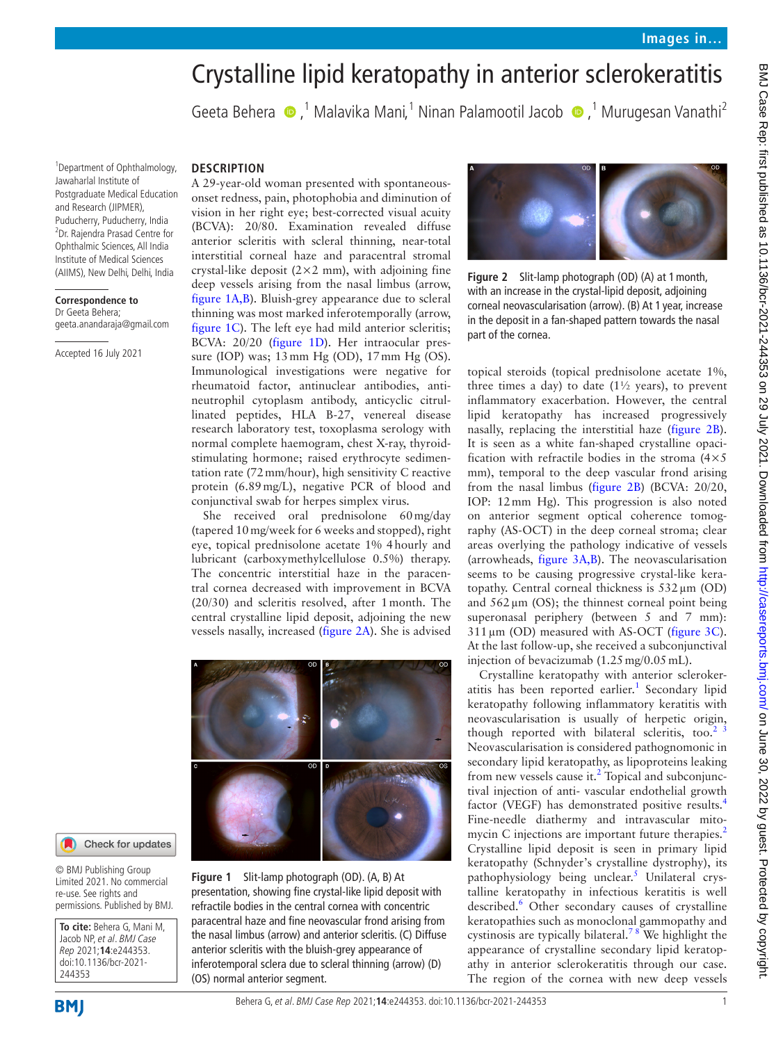# Crystalline lipid keratopathy in anterior sclerokeratitis

Geeta Behera,[1] Malavika Mani,[1] Ninan Palamootil Jacob,[1] Murugesan Vanathi[2]

[1]Department of Ophthalmology, Jawaharlal Institute of Postgraduate Medical Education and Research (JIPMER), Puducherry, Puducherry, India
[2]Dr. Rajendra Prasad Centre for Ophthalmic Sciences, All India Institute of Medical Sciences (AIIMS), New Delhi, Delhi, India

**Correspondence to**
Dr Geeta Behera; geeta.anandaraja@gmail.com

Accepted 16 July 2021

© BMJ Publishing Group Limited 2021. No commercial re-use. See rights and permissions. Published by BMJ.

**To cite:** Behera G, Mani M, Jacob NP, *et al. BMJ Case Rep* 2021;**14**:e244353. doi:10.1136/bcr-2021-244353

## DESCRIPTION

A 29-year-old woman presented with spontaneous-onset redness, pain, photophobia and diminution of vision in her right eye; best-corrected visual acuity (BCVA): 20/80. Examination revealed diffuse anterior scleritis with scleral thinning, near-total interstitial corneal haze and paracentral stromal crystal-like deposit (2×2 mm), with adjoining fine deep vessels arising from the nasal limbus (arrow, figure 1A,B). Bluish-grey appearance due to scleral thinning was most marked inferotemporally (arrow, figure 1C). The left eye had mild anterior scleritis; BCVA: 20/20 (figure 1D). Her intraocular pressure (IOP) was; 13 mm Hg (OD), 17 mm Hg (OS). Immunological investigations were negative for rheumatoid factor, antinuclear antibodies, anti-neutrophil cytoplasm antibody, anticyclic citrullinated peptides, HLA B-27, venereal disease research laboratory test, toxoplasma serology with normal complete haemogram, chest X-ray, thyroid-stimulating hormone; raised erythrocyte sedimentation rate (72 mm/hour), high sensitivity C reactive protein (6.89 mg/L), negative PCR of blood and conjunctival swab for herpes simplex virus.

She received oral prednisolone 60 mg/day (tapered 10 mg/week for 6 weeks and stopped), right eye, topical prednisolone acetate 1% 4 hourly and lubricant (carboxymethylcellulose 0.5%) therapy. The concentric interstitial haze in the paracentral cornea decreased with improvement in BCVA (20/30) and scleritis resolved, after 1 month. The central crystalline lipid deposit, adjoining the new vessels nasally, increased (figure 2A). She is advised topical steroids (topical prednisolone acetate 1%, three times a day) to date (1½ years), to prevent inflammatory exacerbation. However, the central lipid keratopathy has increased progressively nasally, replacing the interstitial haze (figure 2B). It is seen as a white fan-shaped crystalline opacification with refractile bodies in the stroma (4×5 mm), temporal to the deep vascular frond arising from the nasal limbus (figure 2B) (BCVA: 20/20, IOP: 12 mm Hg). This progression is also noted on anterior segment optical coherence tomography (AS-OCT) in the deep corneal stroma; clear areas overlying the pathology indicative of vessels (arrowheads, figure 3A,B). The neovascularisation seems to be causing progressive crystal-like keratopathy. Central corneal thickness is 532 µm (OD) and 562 µm (OS); the thinnest corneal point being superonasal periphery (between 5 and 7 mm): 311 µm (OD) measured with AS-OCT (figure 3C). At the last follow-up, she received a subconjunctival injection of bevacizumab (1.25 mg/0.05 mL).

Figure 1 Slit-lamp photograph (OD). (A, B) At presentation, showing fine crystal-like lipid deposit with refractile bodies in the central cornea with concentric paracentral haze and fine neovascular frond arising from the nasal limbus (arrow) and anterior scleritis. (C) Diffuse anterior scleritis with the bluish-grey appearance of inferotemporal sclera due to scleral thinning (arrow) (D) (OS) normal anterior segment.

Figure 2 Slit-lamp photograph (OD) (A) at 1 month, with an increase in the crystal-lipid deposit, adjoining corneal neovascularisation (arrow). (B) At 1 year, increase in the deposit in a fan-shaped pattern towards the nasal part of the cornea.

Crystalline keratopathy with anterior sclerokeratitis has been reported earlier.[1] Secondary lipid keratopathy following inflammatory keratitis with neovascularisation is usually of herpetic origin, though reported with bilateral scleritis, too.[2 3] Neovascularisation is considered pathognomonic in secondary lipid keratopathy, as lipoproteins leaking from new vessels cause it.[2] Topical and subconjunctival injection of anti- vascular endothelial growth factor (VEGF) has demonstrated positive results.[4] Fine-needle diathermy and intravascular mitomycin C injections are important future therapies.[2] Crystalline lipid deposit is seen in primary lipid keratopathy (Schnyder's crystalline dystrophy), its pathophysiology being unclear.[5] Unilateral crystalline keratopathy in infectious keratitis is well described.[6] Other secondary causes of crystalline keratopathies such as monoclonal gammopathy and cystinosis are typically bilateral.[7 8] We highlight the appearance of crystalline secondary lipid keratopathy in anterior sclerokeratitis through our case. The region of the cornea with new deep vessels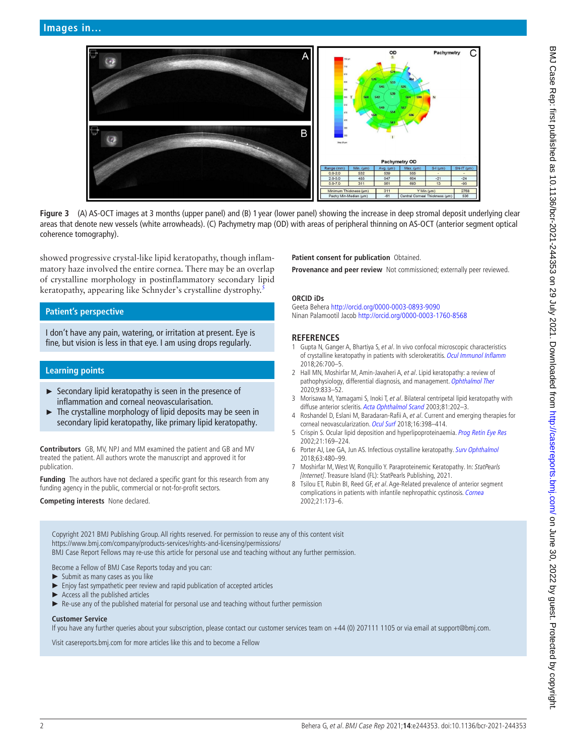Figure 3 (A) AS-OCT images at 3 months (upper panel) and (B) 1 year (lower panel) showing the increase in deep stromal deposit underlying clear areas that denote new vessels (white arrowheads). (C) Pachymetry map (OD) with areas of peripheral thinning on AS-OCT (anterior segment optical coherence tomography).

showed progressive crystal-like lipid keratopathy, though inflammatory haze involved the entire cornea. There may be an overlap of crystalline morphology in postinflammatory secondary lipid keratopathy, appearing like Schnyder's crystalline dystrophy.[5]

## Patient's perspective

I don't have any pain, watering, or irritation at present. Eye is fine, but vision is less in that eye. I am using drops regularly.

## Learning points

- Secondary lipid keratopathy is seen in the presence of inflammation and corneal neovascularisation.
- The crystalline morphology of lipid deposits may be seen in secondary lipid keratopathy, like primary lipid keratopathy.

**Contributors** GB, MV, NPJ and MM examined the patient and GB and MV treated the patient. All authors wrote the manuscript and approved it for publication.

**Funding** The authors have not declared a specific grant for this research from any funding agency in the public, commercial or not-for-profit sectors.

**Competing interests** None declared.

**Patient consent for publication** Obtained.

**Provenance and peer review** Not commissioned; externally peer reviewed.

### ORCID iDs

Geeta Behera http://orcid.org/0000-0003-0893-9090
Ninan Palamootil Jacob http://orcid.org/0000-0003-1760-8568

## REFERENCES

1. Gupta N, Ganger A, Bhartiya S, *et al*. In vivo confocal microscopic characteristics of crystalline keratopathy in patients with sclerokeratitis. *Ocul Immunol Inflamm* 2018;26:700–5.
2. Hall MN, Moshirfar M, Amin-Javaheri A, *et al*. Lipid keratopathy: a review of pathophysiology, differential diagnosis, and management. *Ophthalmol Ther* 2020;9:833–52.
3. Morisawa M, Yamagami S, Inoki T, *et al*. Bilateral centripetal lipid keratopathy with diffuse anterior scleritis. *Acta Ophthalmol Scand* 2003;81:202–3.
4. Roshandel D, Eslani M, Baradaran-Rafii A, *et al*. Current and emerging therapies for corneal neovascularization. *Ocul Surf* 2018;16:398–414.
5. Crispin S. Ocular lipid deposition and hyperlipoproteinaemia. *Prog Retin Eye Res* 2002;21:169–224.
6. Porter AJ, Lee GA, Jun AS. Infectious crystalline keratopathy. *Surv Ophthalmol* 2018;63:480–99.
7. Moshirfar M, West W, Ronquillo Y. Paraproteinemic Keratopathy. In: *StatPearls [Internet]*. Treasure Island (FL): StatPearls Publishing, 2021.
8. Tsilou ET, Rubin BI, Reed GF, *et al*. Age-Related prevalence of anterior segment complications in patients with infantile nephropathic cystinosis. *Cornea* 2002;21:173–6.

Copyright 2021 BMJ Publishing Group. All rights reserved. For permission to reuse any of this content visit https://www.bmj.com/company/products-services/rights-and-licensing/permissions/
BMJ Case Report Fellows may re-use this article for personal use and teaching without any further permission.

Become a Fellow of BMJ Case Reports today and you can:

- Submit as many cases as you like
- Enjoy fast sympathetic peer review and rapid publication of accepted articles
- Access all the published articles
- Re-use any of the published material for personal use and teaching without further permission

**Customer Service**

If you have any further queries about your subscription, please contact our customer services team on +44 (0) 207111 1105 or via email at support@bmj.com.

Visit casereports.bmj.com for more articles like this and to become a Fellow